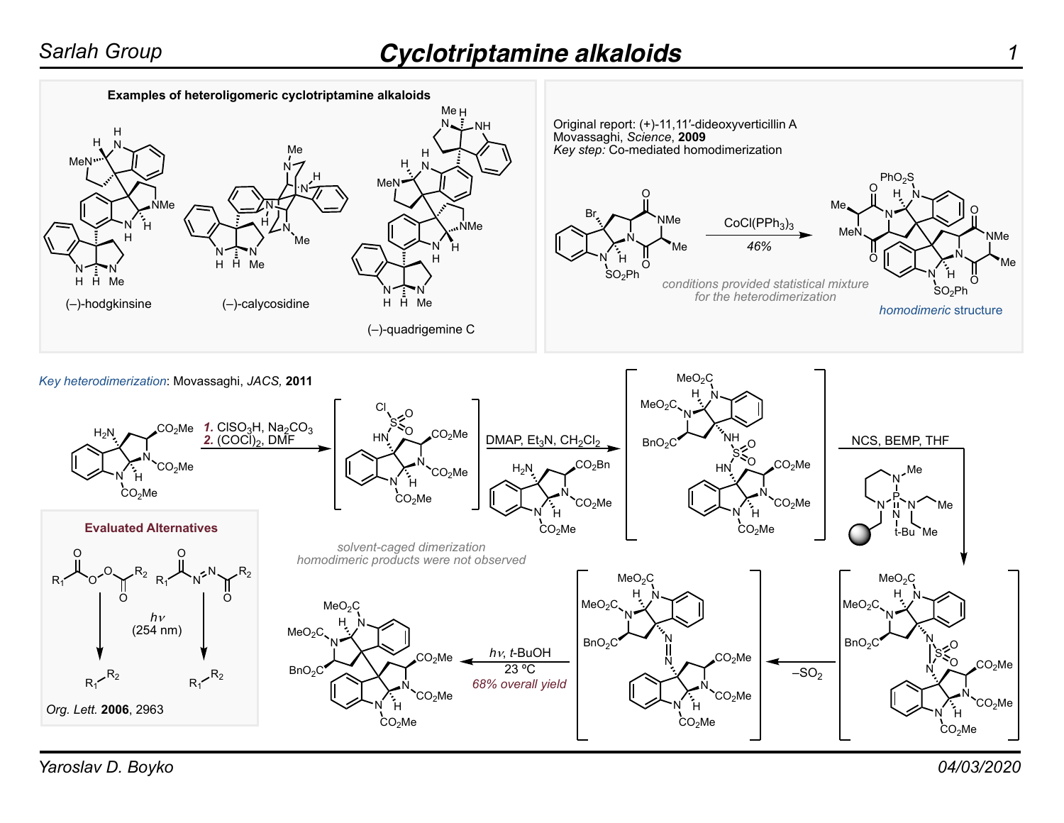# Cyclotriptamine alkaloids

**Examples of heteroligomeric cyclotriptamine alkaloids**

(–)-hodgkinsine

(–)-calycosidine

(–)-quadrigemine C

Original report: (+)-11,11′-dideoxyverticillin A
Movassaghi, *Science*, **2009**
*Key step:* Co-mediated homodimerization

$CoCl(PPh_3)_3$

*46%*

*conditions provided statistical mixture for the heterodimerization*

*homodimeric structure*

*Key heterodimerization*: Movassaghi, *JACS*, **2011**

***1.*** $ClSO_3H$, $Na_2CO_3$
***2.*** $(COCl)_2$, DMF

DMAP, $Et_3N$, $CH_2Cl_2$

NCS, BEMP, THF

$-SO_2$

$h\nu$, *t*-BuOH
23 ºC
*68% overall yield*

*solvent-caged dimerization*
*homodimeric products were not observed*

**Evaluated Alternatives**

$h\nu$
(254 nm)

*Org. Lett.* **2006**, 2963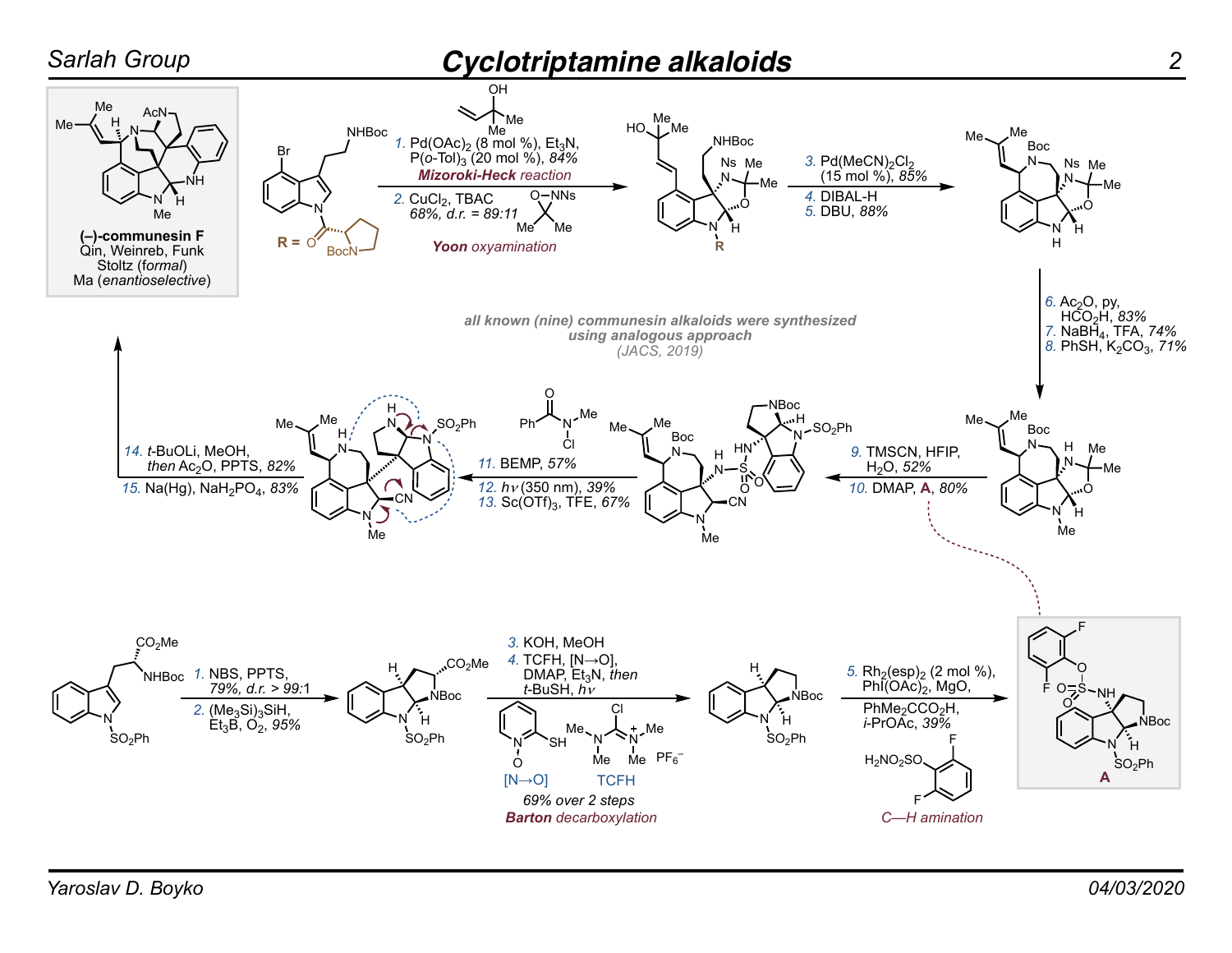Sarlah Group

# Cyclotriptamine alkaloids

**(–)-communesin F**
Qin, Weinreb, Funk
Stoltz (*formal*)
Ma (*enantioselective*)

R =

*1.* $Pd(OAc)_2$ (8 mol %), $Et_3N$, $P(o\text{-}Tol)_3$ (20 mol %), *84%*
***Mizoroki-Heck** reaction*

*2.* $CuCl_2$, TBAC
*68%, d.r. = 89:11*
***Yoon** oxyamination*

*3.* $Pd(MeCN)_2Cl_2$ (15 mol %), *85%*
*4.* DIBAL-H
*5.* DBU, *88%*

*6.* $Ac_2O$, py, $HCO_2H$, *83%*
*7.* $NaBH_4$, TFA, *74%*
*8.* PhSH, $K_2CO_3$, *71%*

*9.* TMSCN, HFIP, $H_2O$, *52%*
*10.* DMAP, **A**, *80%*

*11.* BEMP, *57%*
*12.* $h\nu$ (350 nm), *39%*
*13.* $Sc(OTf)_3$, TFE, *67%*

*14.* *t*-BuOLi, MeOH, *then* $Ac_2O$, PPTS, *82%*
*15.* Na(Hg), $NaH_2PO_4$, *83%*

***all known (nine) communesin alkaloids were synthesized using analogous approach***
*(JACS, 2019)*

*1.* NBS, PPTS, *79%, d.r. > 99:1*
*2.* $(Me_3Si)_3SiH$, $Et_3B$, $O_2$, *95%*

*3.* KOH, MeOH
*4.* TCFH, [N→O], DMAP, $Et_3N$, *then* *t*-BuSH, $h\nu$
[N→O] TCFH
*69% over 2 steps*
***Barton** decarboxylation*

*5.* $Rh_2(esp)_2$ (2 mol %), $PhI(OAc)_2$, MgO, $PhMe_2CCO_2H$, *i*-PrOAc, *39%*
*C—H amination*

**A**

*Yaroslav D. Boyko* *04/03/2020*